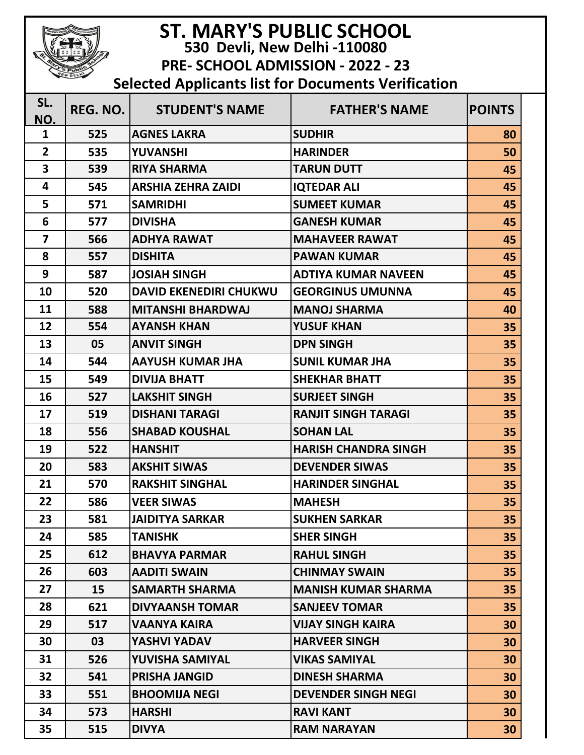# ST. MARY'S PUBLIC SCHOOL

**530 Devli, New Delhi -110080**

**PRE- SCHOOL ADMISSION - 2022 - 23**

**Selected Applicants list for Documents Verification**

| SL. NO. | REG. NO. | STUDENT'S NAME | FATHER'S NAME | POINTS |
|---|---|---|---|---|
| 1 | 525 | AGNES LAKRA | SUDHIR | 80 |
| 2 | 535 | YUVANSHI | HARINDER | 50 |
| 3 | 539 | RIYA SHARMA | TARUN DUTT | 45 |
| 4 | 545 | ARSHIA ZEHRA ZAIDI | IQTEDAR ALI | 45 |
| 5 | 571 | SAMRIDHI | SUMEET KUMAR | 45 |
| 6 | 577 | DIVISHA | GANESH KUMAR | 45 |
| 7 | 566 | ADHYA RAWAT | MAHAVEER RAWAT | 45 |
| 8 | 557 | DISHITA | PAWAN KUMAR | 45 |
| 9 | 587 | JOSIAH SINGH | ADTIYA KUMAR NAVEEN | 45 |
| 10 | 520 | DAVID EKENEDIRI CHUKWU | GEORGINUS UMUNNA | 45 |
| 11 | 588 | MITANSHI BHARDWAJ | MANOJ SHARMA | 40 |
| 12 | 554 | AYANSH KHAN | YUSUF KHAN | 35 |
| 13 | 05 | ANVIT SINGH | DPN SINGH | 35 |
| 14 | 544 | AAYUSH KUMAR JHA | SUNIL KUMAR JHA | 35 |
| 15 | 549 | DIVIJA BHATT | SHEKHAR BHATT | 35 |
| 16 | 527 | LAKSHIT SINGH | SURJEET SINGH | 35 |
| 17 | 519 | DISHANI TARAGI | RANJIT SINGH TARAGI | 35 |
| 18 | 556 | SHABAD KOUSHAL | SOHAN LAL | 35 |
| 19 | 522 | HANSHIT | HARISH CHANDRA SINGH | 35 |
| 20 | 583 | AKSHIT SIWAS | DEVENDER SIWAS | 35 |
| 21 | 570 | RAKSHIT SINGHAL | HARINDER SINGHAL | 35 |
| 22 | 586 | VEER SIWAS | MAHESH | 35 |
| 23 | 581 | JAIDITYA SARKAR | SUKHEN SARKAR | 35 |
| 24 | 585 | TANISHK | SHER SINGH | 35 |
| 25 | 612 | BHAVYA PARMAR | RAHUL SINGH | 35 |
| 26 | 603 | AADITI SWAIN | CHINMAY SWAIN | 35 |
| 27 | 15 | SAMARTH SHARMA | MANISH KUMAR SHARMA | 35 |
| 28 | 621 | DIVYAANSH TOMAR | SANJEEV TOMAR | 35 |
| 29 | 517 | VAANYA KAIRA | VIJAY SINGH KAIRA | 30 |
| 30 | 03 | YASHVI YADAV | HARVEER SINGH | 30 |
| 31 | 526 | YUVISHA SAMIYAL | VIKAS SAMIYAL | 30 |
| 32 | 541 | PRISHA JANGID | DINESH SHARMA | 30 |
| 33 | 551 | BHOOMIJA NEGI | DEVENDER SINGH NEGI | 30 |
| 34 | 573 | HARSHI | RAVI KANT | 30 |
| 35 | 515 | DIVYA | RAM NARAYAN | 30 |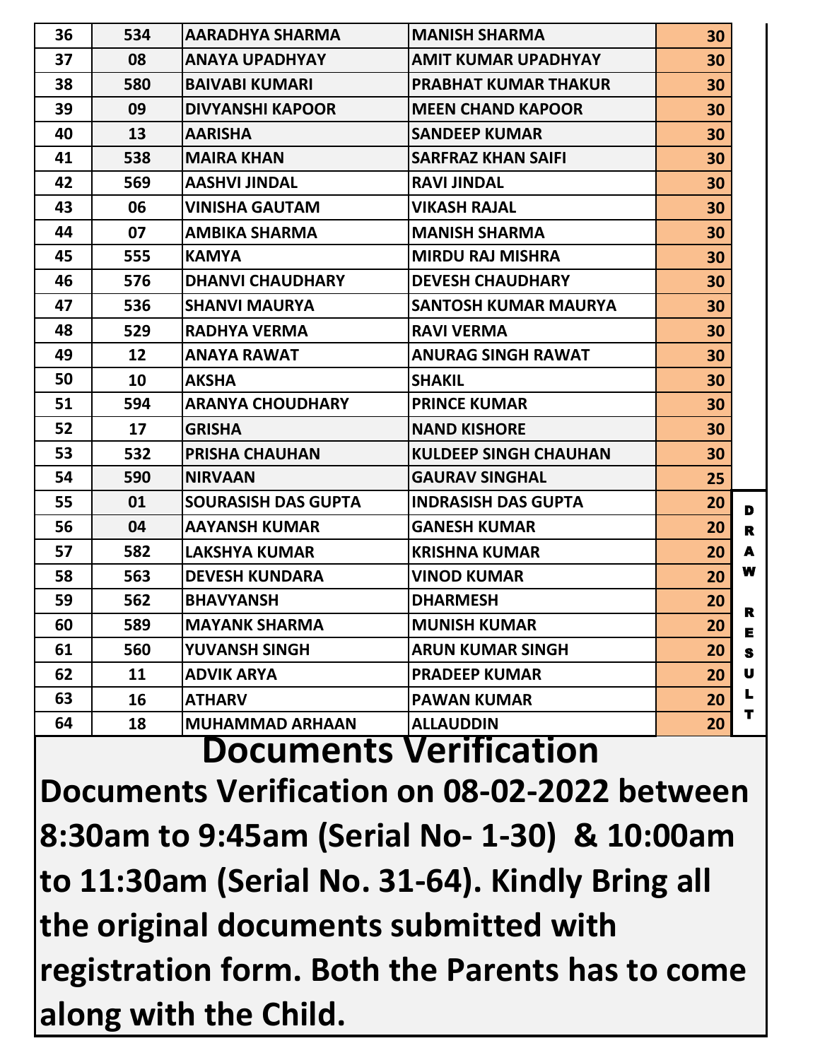| | | | | | |
|---|---|---|---|---|---|
| 36 | 534 | AARADHYA SHARMA | MANISH SHARMA | 30 | |
| 37 | 08 | ANAYA UPADHYAY | AMIT KUMAR UPADHYAY | 30 | |
| 38 | 580 | BAIVABI KUMARI | PRABHAT KUMAR THAKUR | 30 | |
| 39 | 09 | DIVYANSHI KAPOOR | MEEN CHAND KAPOOR | 30 | |
| 40 | 13 | AARISHA | SANDEEP KUMAR | 30 | |
| 41 | 538 | MAIRA KHAN | SARFRAZ KHAN SAIFI | 30 | |
| 42 | 569 | AASHVI JINDAL | RAVI JINDAL | 30 | |
| 43 | 06 | VINISHA GAUTAM | VIKASH RAJAL | 30 | |
| 44 | 07 | AMBIKA SHARMA | MANISH SHARMA | 30 | |
| 45 | 555 | KAMYA | MIRDU RAJ MISHRA | 30 | |
| 46 | 576 | DHANVI CHAUDHARY | DEVESH CHAUDHARY | 30 | |
| 47 | 536 | SHANVI MAURYA | SANTOSH KUMAR MAURYA | 30 | |
| 48 | 529 | RADHYA VERMA | RAVI VERMA | 30 | |
| 49 | 12 | ANAYA RAWAT | ANURAG SINGH RAWAT | 30 | |
| 50 | 10 | AKSHA | SHAKIL | 30 | |
| 51 | 594 | ARANYA CHOUDHARY | PRINCE KUMAR | 30 | |
| 52 | 17 | GRISHA | NAND KISHORE | 30 | |
| 53 | 532 | PRISHA CHAUHAN | KULDEEP SINGH CHAUHAN | 30 | |
| 54 | 590 | NIRVAAN | GAURAV SINGHAL | 25 | |
| 55 | 01 | SOURASISH DAS GUPTA | INDRASISH DAS GUPTA | 20 | DRAW RESULT |
| 56 | 04 | AAYANSH KUMAR | GANESH KUMAR | 20 | |
| 57 | 582 | LAKSHYA KUMAR | KRISHNA KUMAR | 20 | |
| 58 | 563 | DEVESH KUNDARA | VINOD KUMAR | 20 | |
| 59 | 562 | BHAVYANSH | DHARMESH | 20 | |
| 60 | 589 | MAYANK SHARMA | MUNISH KUMAR | 20 | |
| 61 | 560 | YUVANSH SINGH | ARUN KUMAR SINGH | 20 | |
| 62 | 11 | ADVIK ARYA | PRADEEP KUMAR | 20 | |
| 63 | 16 | ATHARV | PAWAN KUMAR | 20 | |
| 64 | 18 | MUHAMMAD ARHAAN | ALLAUDDIN | 20 | |

# Documents Verification

**Documents Verification on 08-02-2022 between 8:30am to 9:45am (Serial No- 1-30) & 10:00am to 11:30am (Serial No. 31-64). Kindly Bring all the original documents submitted with registration form. Both the Parents has to come along with the Child.**